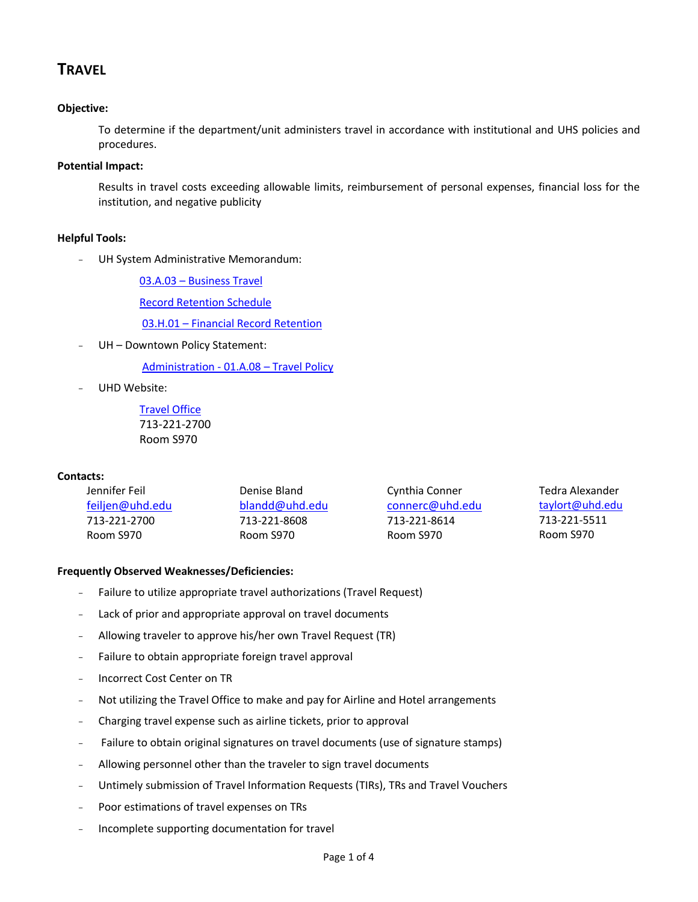# TRAVEL

**Objective:**

To determine if the department/unit administers travel in accordance with institutional and UHS policies and procedures.

**Potential Impact:**

Results in travel costs exceeding allowable limits, reimbursement of personal expenses, financial loss for the institution, and negative publicity

**Helpful Tools:**

- UH System Administrative Memorandum:

  03.A.03 – Business Travel

  Record Retention Schedule

  03.H.01 – Financial Record Retention

- UH – Downtown Policy Statement:

  Administration - 01.A.08 – Travel Policy

- UHD Website:

  Travel Office
  713-221-2700
  Room S970

**Contacts:**

| Jennifer Feil | Denise Bland | Cynthia Conner | Tedra Alexander |
|---|---|---|---|
| feiljen@uhd.edu | blandd@uhd.edu | connerc@uhd.edu | taylort@uhd.edu |
| 713-221-2700 | 713-221-8608 | 713-221-8614 | 713-221-5511 |
| Room S970 | Room S970 | Room S970 | Room S970 |

**Frequently Observed Weaknesses/Deficiencies:**

- Failure to utilize appropriate travel authorizations (Travel Request)
- Lack of prior and appropriate approval on travel documents
- Allowing traveler to approve his/her own Travel Request (TR)
- Failure to obtain appropriate foreign travel approval
- Incorrect Cost Center on TR
- Not utilizing the Travel Office to make and pay for Airline and Hotel arrangements
- Charging travel expense such as airline tickets, prior to approval
- Failure to obtain original signatures on travel documents (use of signature stamps)
- Allowing personnel other than the traveler to sign travel documents
- Untimely submission of Travel Information Requests (TIRs), TRs and Travel Vouchers
- Poor estimations of travel expenses on TRs
- Incomplete supporting documentation for travel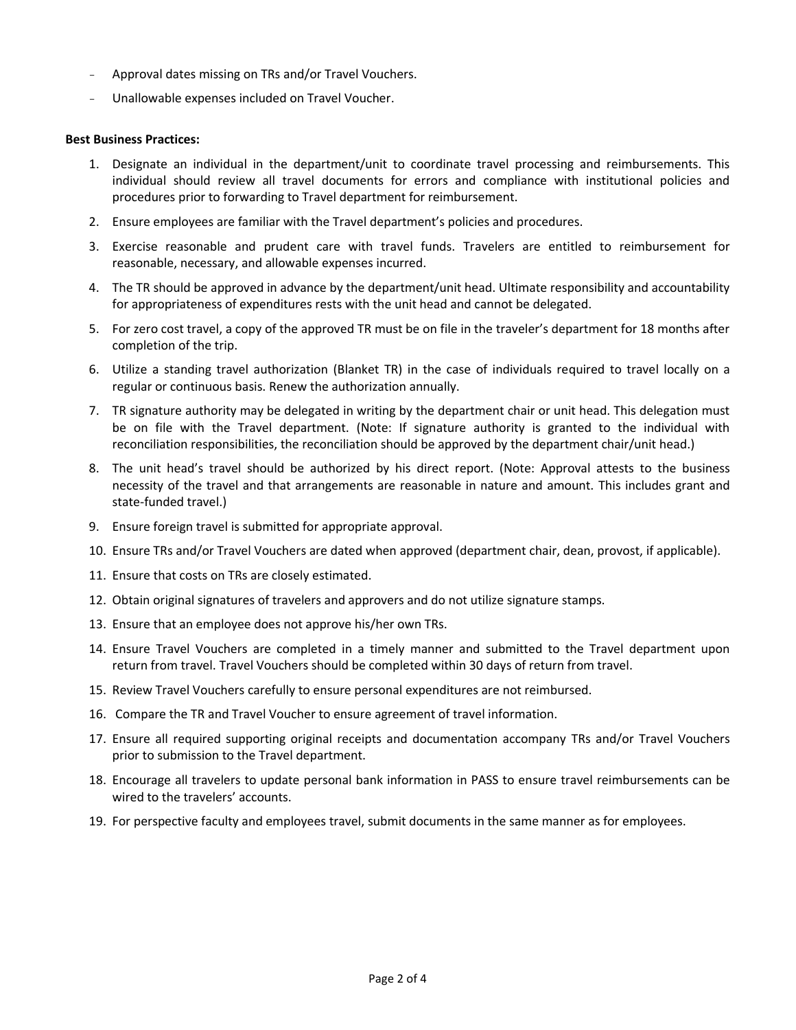- Approval dates missing on TRs and/or Travel Vouchers.
- Unallowable expenses included on Travel Voucher.

**Best Business Practices:**

1. Designate an individual in the department/unit to coordinate travel processing and reimbursements. This individual should review all travel documents for errors and compliance with institutional policies and procedures prior to forwarding to Travel department for reimbursement.
2. Ensure employees are familiar with the Travel department's policies and procedures.
3. Exercise reasonable and prudent care with travel funds. Travelers are entitled to reimbursement for reasonable, necessary, and allowable expenses incurred.
4. The TR should be approved in advance by the department/unit head. Ultimate responsibility and accountability for appropriateness of expenditures rests with the unit head and cannot be delegated.
5. For zero cost travel, a copy of the approved TR must be on file in the traveler's department for 18 months after completion of the trip.
6. Utilize a standing travel authorization (Blanket TR) in the case of individuals required to travel locally on a regular or continuous basis. Renew the authorization annually.
7. TR signature authority may be delegated in writing by the department chair or unit head. This delegation must be on file with the Travel department. (Note: If signature authority is granted to the individual with reconciliation responsibilities, the reconciliation should be approved by the department chair/unit head.)
8. The unit head's travel should be authorized by his direct report. (Note: Approval attests to the business necessity of the travel and that arrangements are reasonable in nature and amount. This includes grant and state-funded travel.)
9. Ensure foreign travel is submitted for appropriate approval.
10. Ensure TRs and/or Travel Vouchers are dated when approved (department chair, dean, provost, if applicable).
11. Ensure that costs on TRs are closely estimated.
12. Obtain original signatures of travelers and approvers and do not utilize signature stamps.
13. Ensure that an employee does not approve his/her own TRs.
14. Ensure Travel Vouchers are completed in a timely manner and submitted to the Travel department upon return from travel. Travel Vouchers should be completed within 30 days of return from travel.
15. Review Travel Vouchers carefully to ensure personal expenditures are not reimbursed.
16. Compare the TR and Travel Voucher to ensure agreement of travel information.
17. Ensure all required supporting original receipts and documentation accompany TRs and/or Travel Vouchers prior to submission to the Travel department.
18. Encourage all travelers to update personal bank information in PASS to ensure travel reimbursements can be wired to the travelers' accounts.
19. For perspective faculty and employees travel, submit documents in the same manner as for employees.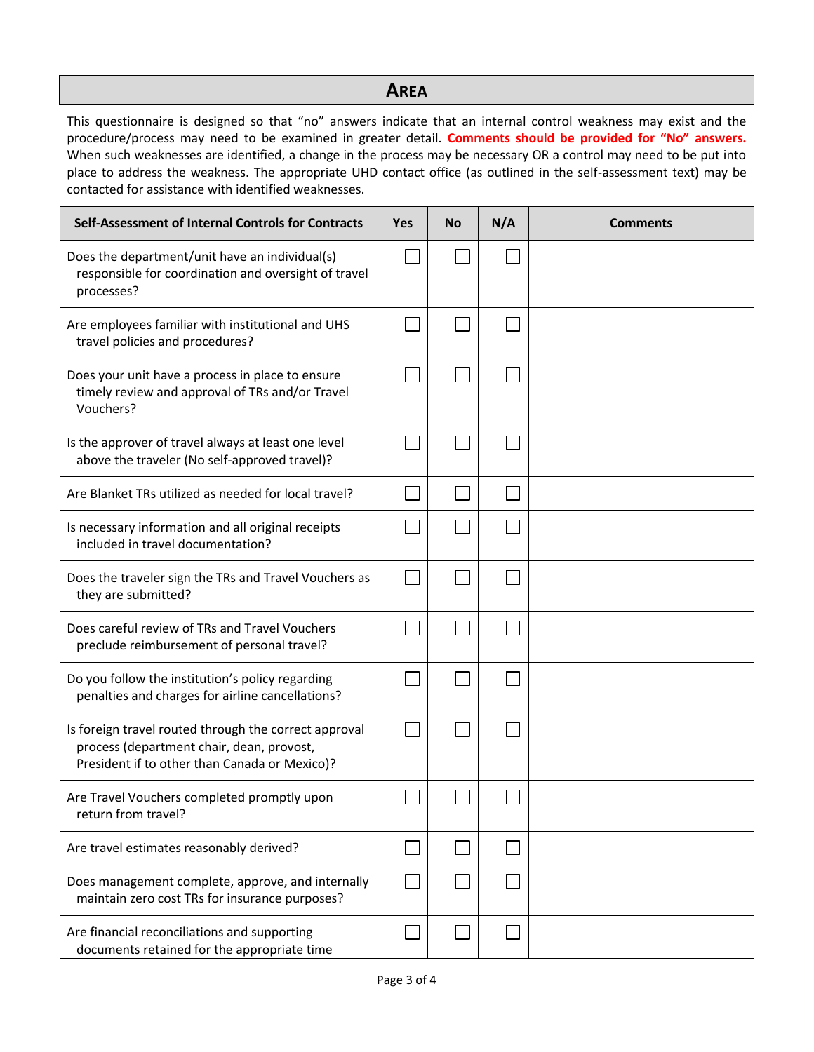## AREA

This questionnaire is designed so that "no" answers indicate that an internal control weakness may exist and the procedure/process may need to be examined in greater detail. **Comments should be provided for "No" answers.** When such weaknesses are identified, a change in the process may be necessary OR a control may need to be put into place to address the weakness. The appropriate UHD contact office (as outlined in the self-assessment text) may be contacted for assistance with identified weaknesses.

| Self-Assessment of Internal Controls for Contracts | Yes | No | N/A | Comments |
|---|---|---|---|---|
| Does the department/unit have an individual(s) responsible for coordination and oversight of travel processes? | ☐ | ☐ | ☐ | |
| Are employees familiar with institutional and UHS travel policies and procedures? | ☐ | ☐ | ☐ | |
| Does your unit have a process in place to ensure timely review and approval of TRs and/or Travel Vouchers? | ☐ | ☐ | ☐ | |
| Is the approver of travel always at least one level above the traveler (No self-approved travel)? | ☐ | ☐ | ☐ | |
| Are Blanket TRs utilized as needed for local travel? | ☐ | ☐ | ☐ | |
| Is necessary information and all original receipts included in travel documentation? | ☐ | ☐ | ☐ | |
| Does the traveler sign the TRs and Travel Vouchers as they are submitted? | ☐ | ☐ | ☐ | |
| Does careful review of TRs and Travel Vouchers preclude reimbursement of personal travel? | ☐ | ☐ | ☐ | |
| Do you follow the institution's policy regarding penalties and charges for airline cancellations? | ☐ | ☐ | ☐ | |
| Is foreign travel routed through the correct approval process (department chair, dean, provost, President if to other than Canada or Mexico)? | ☐ | ☐ | ☐ | |
| Are Travel Vouchers completed promptly upon return from travel? | ☐ | ☐ | ☐ | |
| Are travel estimates reasonably derived? | ☐ | ☐ | ☐ | |
| Does management complete, approve, and internally maintain zero cost TRs for insurance purposes? | ☐ | ☐ | ☐ | |
| Are financial reconciliations and supporting documents retained for the appropriate time | ☐ | ☐ | ☐ | |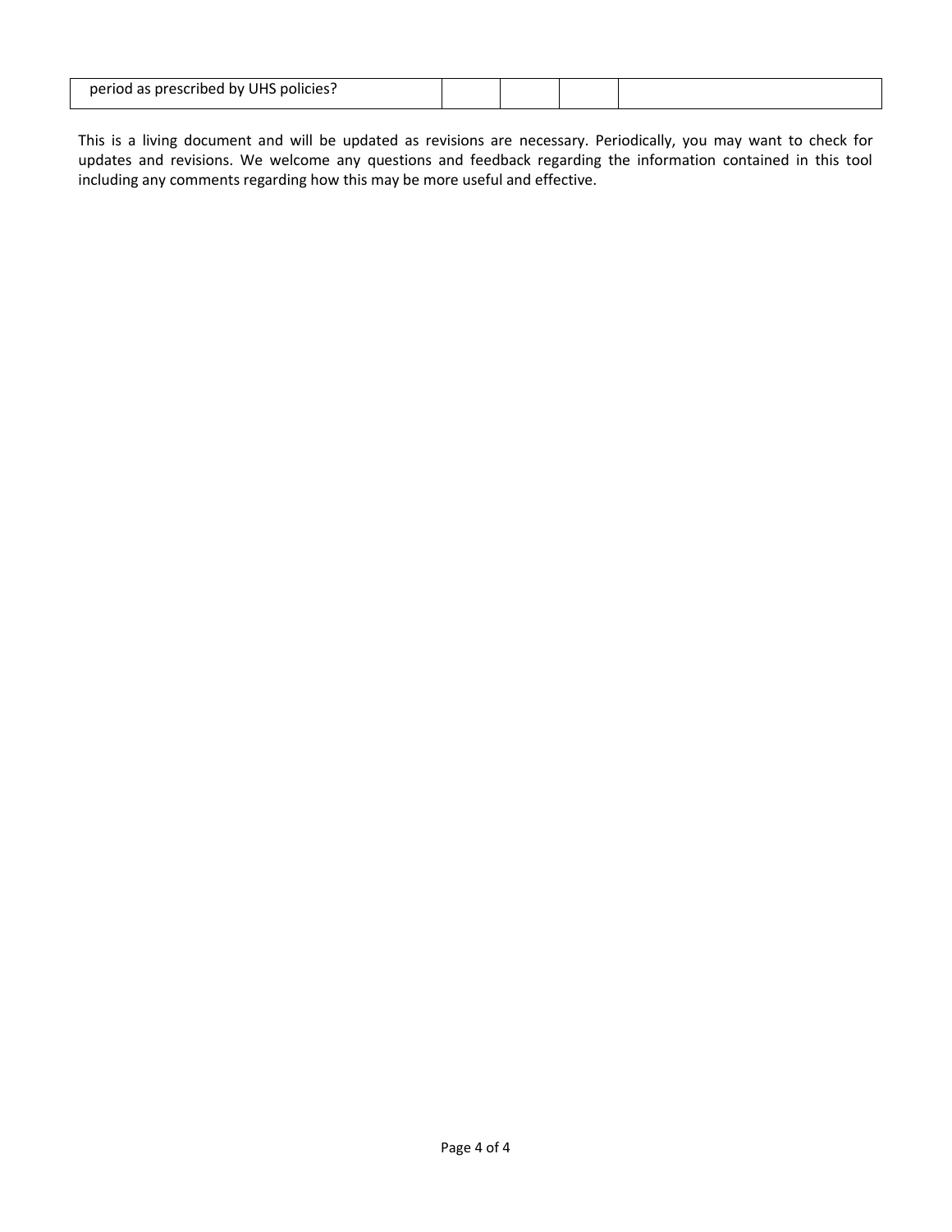| | | | | |
|---|---|---|---|---|
| period as prescribed by UHS policies? | | | | |

This is a living document and will be updated as revisions are necessary. Periodically, you may want to check for updates and revisions. We welcome any questions and feedback regarding the information contained in this tool including any comments regarding how this may be more useful and effective.